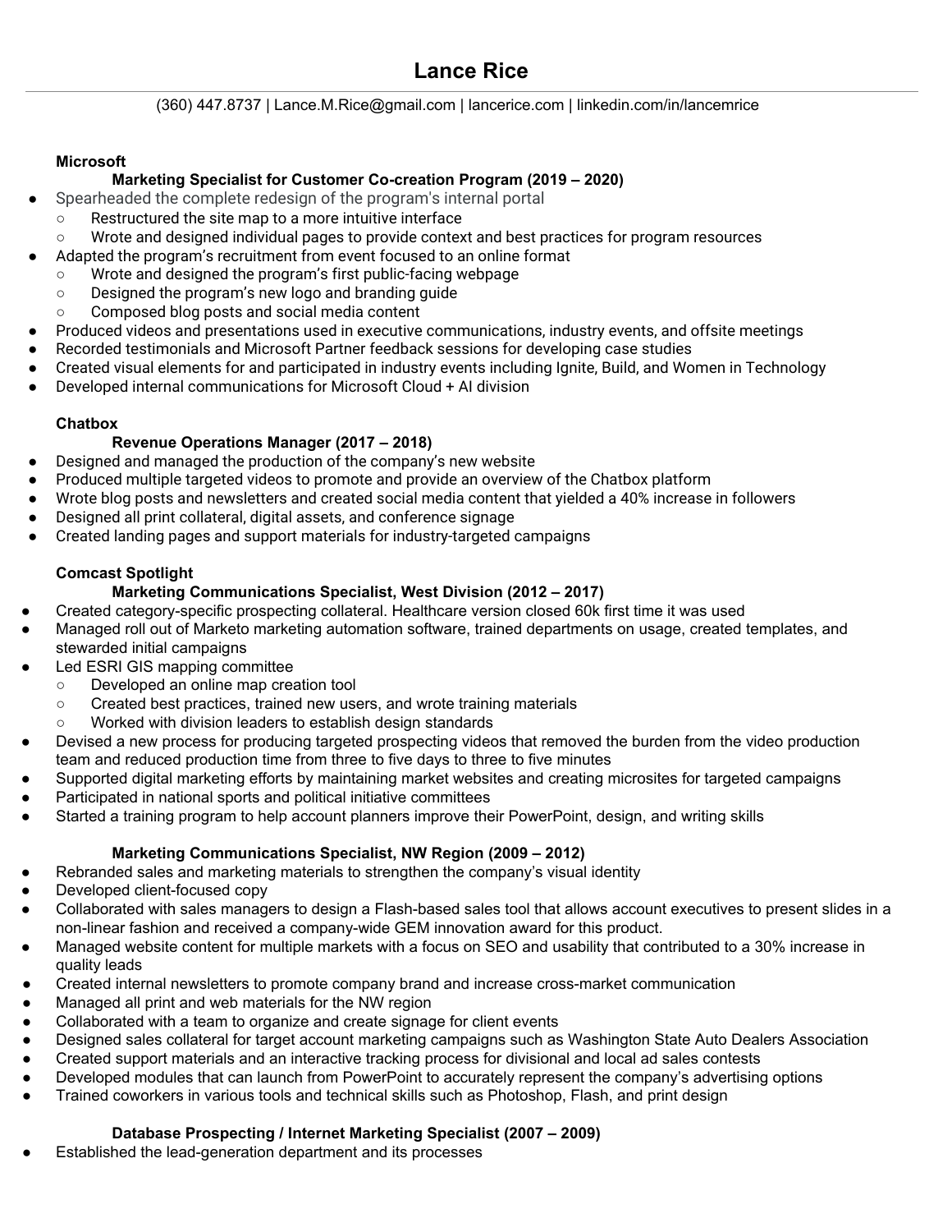# Lance Rice

(360) 447.8737 | Lance.M.Rice@gmail.com | lancerice.com | linkedin.com/in/lancemrice

### Microsoft

#### Marketing Specialist for Customer Co-creation Program (2019 – 2020)

- Spearheaded the complete redesign of the program's internal portal
  - Restructured the site map to a more intuitive interface
  - Wrote and designed individual pages to provide context and best practices for program resources
- Adapted the program's recruitment from event focused to an online format
  - Wrote and designed the program's first public-facing webpage
  - Designed the program's new logo and branding guide
  - Composed blog posts and social media content
- Produced videos and presentations used in executive communications, industry events, and offsite meetings
- Recorded testimonials and Microsoft Partner feedback sessions for developing case studies
- Created visual elements for and participated in industry events including Ignite, Build, and Women in Technology
- Developed internal communications for Microsoft Cloud + AI division

### Chatbox

#### Revenue Operations Manager (2017 – 2018)

- Designed and managed the production of the company's new website
- Produced multiple targeted videos to promote and provide an overview of the Chatbox platform
- Wrote blog posts and newsletters and created social media content that yielded a 40% increase in followers
- Designed all print collateral, digital assets, and conference signage
- Created landing pages and support materials for industry-targeted campaigns

### Comcast Spotlight

#### Marketing Communications Specialist, West Division (2012 – 2017)

- Created category-specific prospecting collateral. Healthcare version closed 60k first time it was used
- Managed roll out of Marketo marketing automation software, trained departments on usage, created templates, and stewarded initial campaigns
- Led ESRI GIS mapping committee
  - Developed an online map creation tool
  - Created best practices, trained new users, and wrote training materials
  - Worked with division leaders to establish design standards
- Devised a new process for producing targeted prospecting videos that removed the burden from the video production team and reduced production time from three to five days to three to five minutes
- Supported digital marketing efforts by maintaining market websites and creating microsites for targeted campaigns
- Participated in national sports and political initiative committees
- Started a training program to help account planners improve their PowerPoint, design, and writing skills

#### Marketing Communications Specialist, NW Region (2009 – 2012)

- Rebranded sales and marketing materials to strengthen the company's visual identity
- Developed client-focused copy
- Collaborated with sales managers to design a Flash-based sales tool that allows account executives to present slides in a non-linear fashion and received a company-wide GEM innovation award for this product.
- Managed website content for multiple markets with a focus on SEO and usability that contributed to a 30% increase in quality leads
- Created internal newsletters to promote company brand and increase cross-market communication
- Managed all print and web materials for the NW region
- Collaborated with a team to organize and create signage for client events
- Designed sales collateral for target account marketing campaigns such as Washington State Auto Dealers Association
- Created support materials and an interactive tracking process for divisional and local ad sales contests
- Developed modules that can launch from PowerPoint to accurately represent the company's advertising options
- Trained coworkers in various tools and technical skills such as Photoshop, Flash, and print design

#### Database Prospecting / Internet Marketing Specialist (2007 – 2009)

- Established the lead-generation department and its processes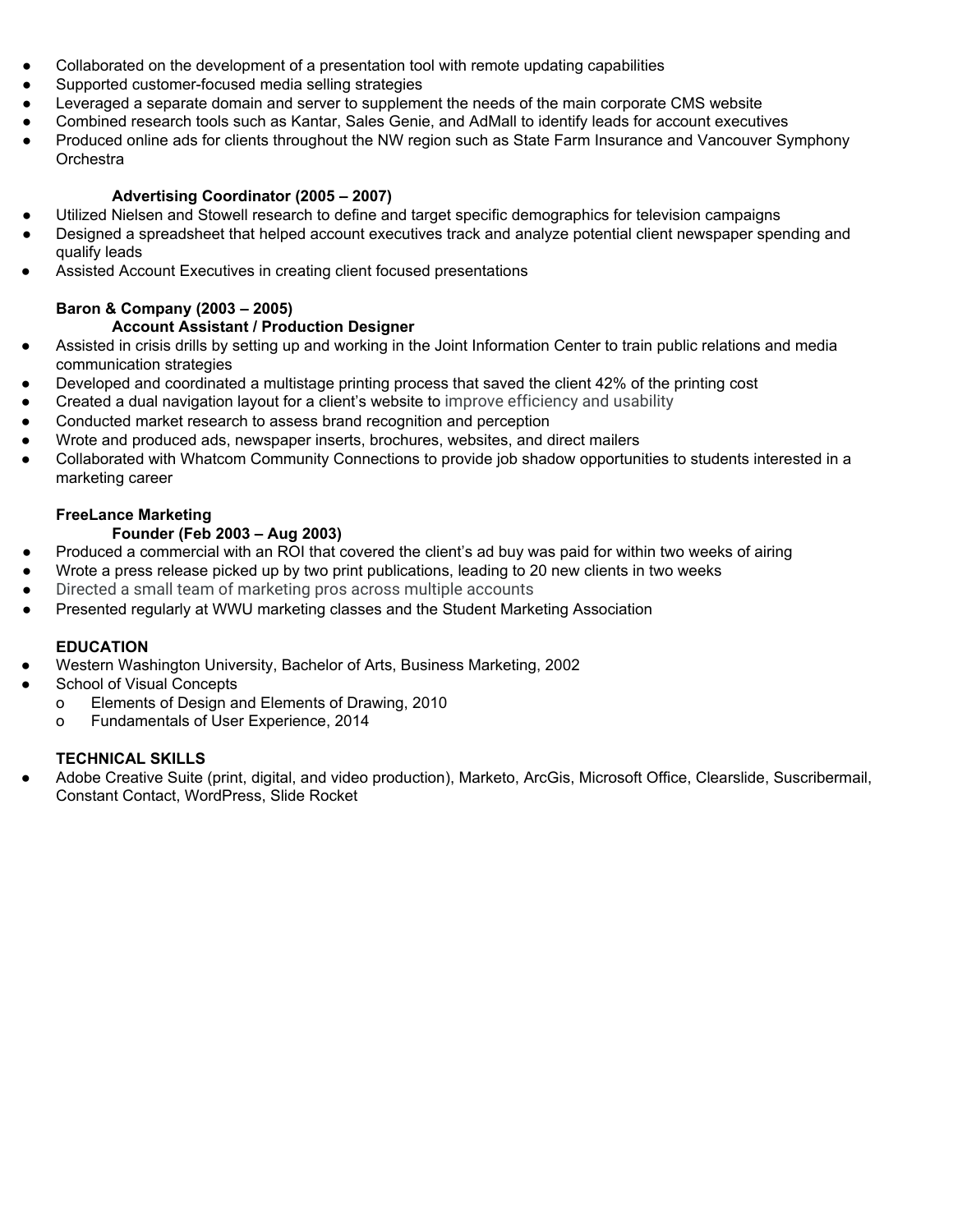- Collaborated on the development of a presentation tool with remote updating capabilities
- Supported customer-focused media selling strategies
- Leveraged a separate domain and server to supplement the needs of the main corporate CMS website
- Combined research tools such as Kantar, Sales Genie, and AdMall to identify leads for account executives
- Produced online ads for clients throughout the NW region such as State Farm Insurance and Vancouver Symphony Orchestra

**Advertising Coordinator (2005 – 2007)**

- Utilized Nielsen and Stowell research to define and target specific demographics for television campaigns
- Designed a spreadsheet that helped account executives track and analyze potential client newspaper spending and qualify leads
- Assisted Account Executives in creating client focused presentations

**Baron & Company (2003 – 2005)**

**Account Assistant / Production Designer**

- Assisted in crisis drills by setting up and working in the Joint Information Center to train public relations and media communication strategies
- Developed and coordinated a multistage printing process that saved the client 42% of the printing cost
- Created a dual navigation layout for a client's website to improve efficiency and usability
- Conducted market research to assess brand recognition and perception
- Wrote and produced ads, newspaper inserts, brochures, websites, and direct mailers
- Collaborated with Whatcom Community Connections to provide job shadow opportunities to students interested in a marketing career

**FreeLance Marketing**

**Founder (Feb 2003 – Aug 2003)**

- Produced a commercial with an ROI that covered the client's ad buy was paid for within two weeks of airing
- Wrote a press release picked up by two print publications, leading to 20 new clients in two weeks
- Directed a small team of marketing pros across multiple accounts
- Presented regularly at WWU marketing classes and the Student Marketing Association

## EDUCATION

- Western Washington University, Bachelor of Arts, Business Marketing, 2002
- School of Visual Concepts
  - Elements of Design and Elements of Drawing, 2010
  - Fundamentals of User Experience, 2014

## TECHNICAL SKILLS

- Adobe Creative Suite (print, digital, and video production), Marketo, ArcGis, Microsoft Office, Clearslide, Suscribermail, Constant Contact, WordPress, Slide Rocket